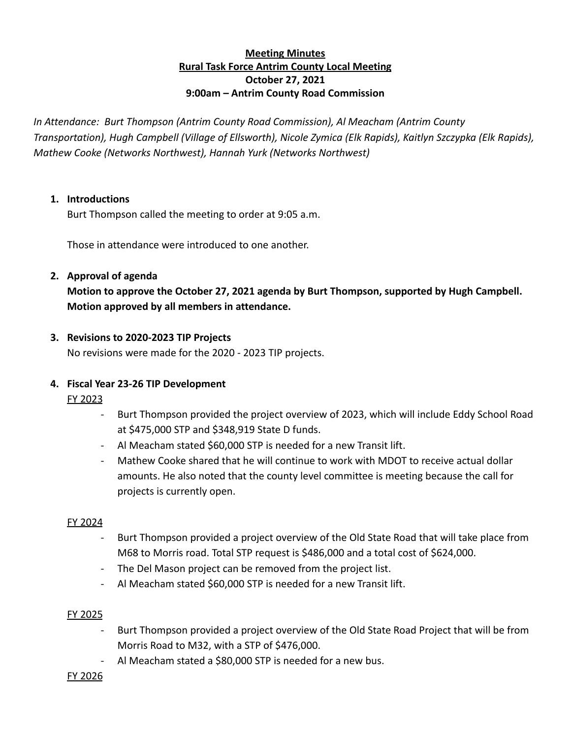**Meeting Minutes**
**Rural Task Force Antrim County Local Meeting**
**October 27, 2021**
**9:00am – Antrim County Road Commission**

*In Attendance: Burt Thompson (Antrim County Road Commission), Al Meacham (Antrim County Transportation), Hugh Campbell (Village of Ellsworth), Nicole Zymica (Elk Rapids), Kaitlyn Szczypka (Elk Rapids), Mathew Cooke (Networks Northwest), Hannah Yurk (Networks Northwest)*

1. **Introductions**

   Burt Thompson called the meeting to order at 9:05 a.m.

   Those in attendance were introduced to one another.

2. **Approval of agenda**

   **Motion to approve the October 27, 2021 agenda by Burt Thompson, supported by Hugh Campbell. Motion approved by all members in attendance.**

3. **Revisions to 2020-2023 TIP Projects**

   No revisions were made for the 2020 - 2023 TIP projects.

4. **Fiscal Year 23-26 TIP Development**

   FY 2023

   - Burt Thompson provided the project overview of 2023, which will include Eddy School Road at $475,000 STP and $348,919 State D funds.
   - Al Meacham stated $60,000 STP is needed for a new Transit lift.
   - Mathew Cooke shared that he will continue to work with MDOT to receive actual dollar amounts. He also noted that the county level committee is meeting because the call for projects is currently open.

   FY 2024

   - Burt Thompson provided a project overview of the Old State Road that will take place from M68 to Morris road. Total STP request is $486,000 and a total cost of $624,000.
   - The Del Mason project can be removed from the project list.
   - Al Meacham stated $60,000 STP is needed for a new Transit lift.

   FY 2025

   - Burt Thompson provided a project overview of the Old State Road Project that will be from Morris Road to M32, with a STP of $476,000.
   - Al Meacham stated a $80,000 STP is needed for a new bus.

   FY 2026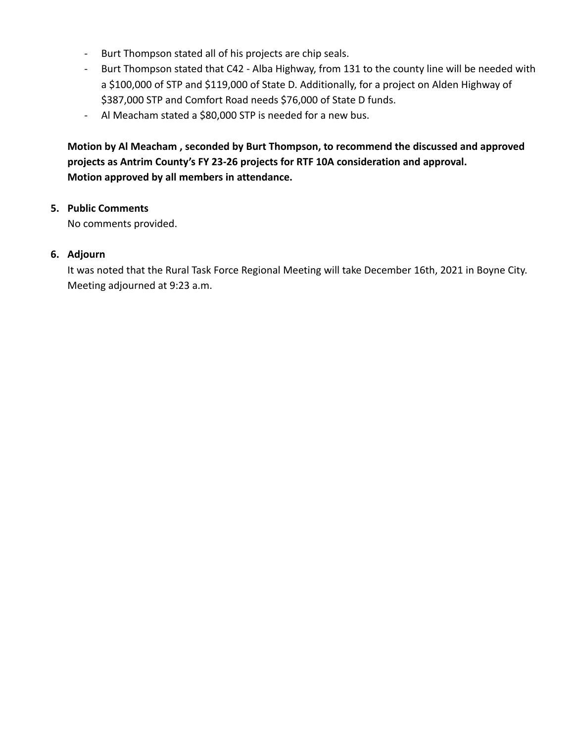- Burt Thompson stated all of his projects are chip seals.
- Burt Thompson stated that C42 - Alba Highway, from 131 to the county line will be needed with a $100,000 of STP and $119,000 of State D. Additionally, for a project on Alden Highway of $387,000 STP and Comfort Road needs $76,000 of State D funds.
- Al Meacham stated a $80,000 STP is needed for a new bus.

**Motion by Al Meacham , seconded by Burt Thompson, to recommend the discussed and approved projects as Antrim County's FY 23-26 projects for RTF 10A consideration and approval. Motion approved by all members in attendance.**

**5. Public Comments**

No comments provided.

**6. Adjourn**

It was noted that the Rural Task Force Regional Meeting will take December 16th, 2021 in Boyne City. Meeting adjourned at 9:23 a.m.